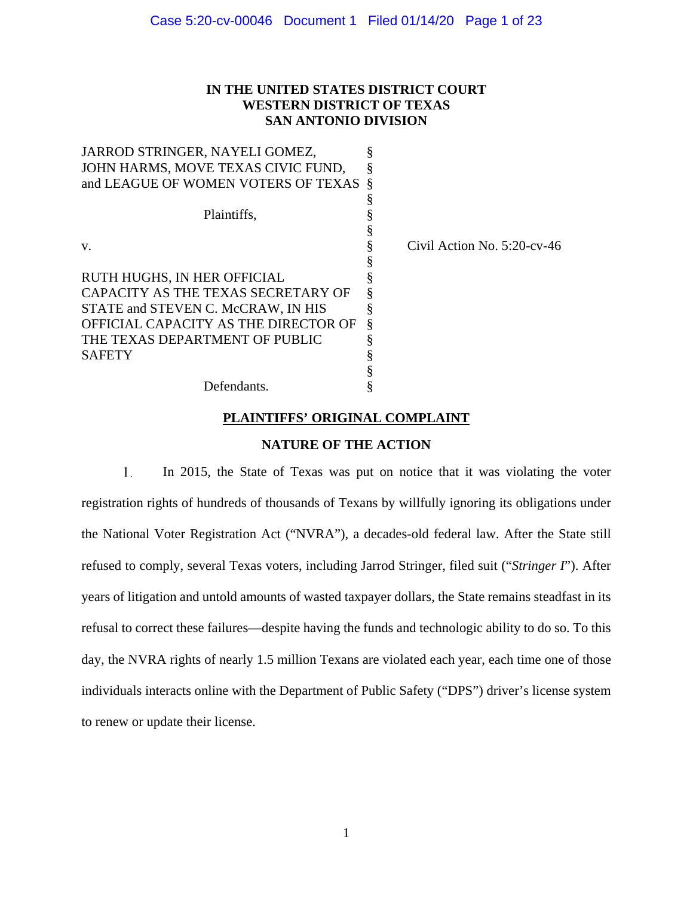**IN THE UNITED STATES DISTRICT COURT**
**WESTERN DISTRICT OF TEXAS**
**SAN ANTONIO DIVISION**

| | | |
|---|---|---|
| JARROD STRINGER, NAYELI GOMEZ, JOHN HARMS, MOVE TEXAS CIVIC FUND, and LEAGUE OF WOMEN VOTERS OF TEXAS | § | |
| Plaintiffs, | § | |
| v. | § | Civil Action No. 5:20-cv-46 |
| RUTH HUGHS, IN HER OFFICIAL CAPACITY AS THE TEXAS SECRETARY OF STATE and STEVEN C. McCRAW, IN HIS OFFICIAL CAPACITY AS THE DIRECTOR OF THE TEXAS DEPARTMENT OF PUBLIC SAFETY | § | |
| Defendants. | § | |

## PLAINTIFFS' ORIGINAL COMPLAINT

### NATURE OF THE ACTION

1. In 2015, the State of Texas was put on notice that it was violating the voter registration rights of hundreds of thousands of Texans by willfully ignoring its obligations under the National Voter Registration Act ("NVRA"), a decades-old federal law. After the State still refused to comply, several Texas voters, including Jarrod Stringer, filed suit ("*Stringer I*"). After years of litigation and untold amounts of wasted taxpayer dollars, the State remains steadfast in its refusal to correct these failures—despite having the funds and technologic ability to do so. To this day, the NVRA rights of nearly 1.5 million Texans are violated each year, each time one of those individuals interacts online with the Department of Public Safety ("DPS") driver's license system to renew or update their license.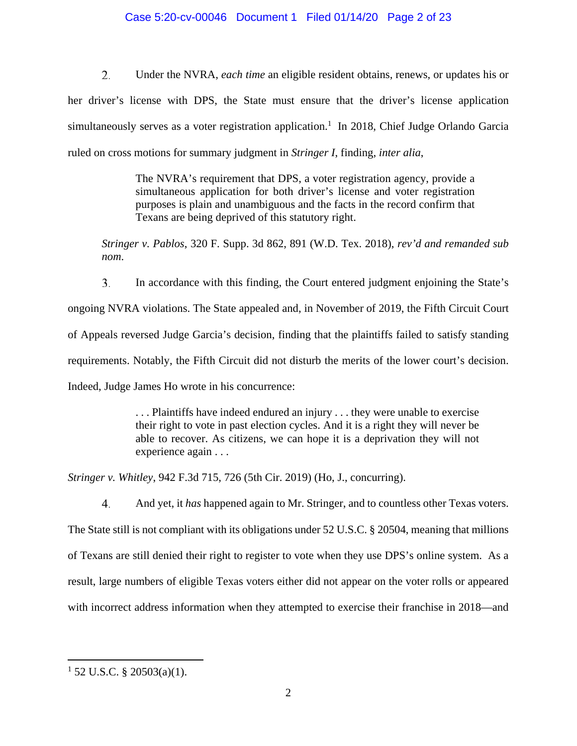2. Under the NVRA, *each time* an eligible resident obtains, renews, or updates his or her driver's license with DPS, the State must ensure that the driver's license application simultaneously serves as a voter registration application.[1] In 2018, Chief Judge Orlando Garcia ruled on cross motions for summary judgment in *Stringer I*, finding, *inter alia*,

> The NVRA's requirement that DPS, a voter registration agency, provide a simultaneous application for both driver's license and voter registration purposes is plain and unambiguous and the facts in the record confirm that Texans are being deprived of this statutory right.

*Stringer v. Pablos*, 320 F. Supp. 3d 862, 891 (W.D. Tex. 2018), *rev'd and remanded sub nom*.

3. In accordance with this finding, the Court entered judgment enjoining the State's ongoing NVRA violations. The State appealed and, in November of 2019, the Fifth Circuit Court of Appeals reversed Judge Garcia's decision, finding that the plaintiffs failed to satisfy standing requirements. Notably, the Fifth Circuit did not disturb the merits of the lower court's decision. Indeed, Judge James Ho wrote in his concurrence:

> . . . Plaintiffs have indeed endured an injury . . . they were unable to exercise their right to vote in past election cycles. And it is a right they will never be able to recover. As citizens, we can hope it is a deprivation they will not experience again . . .

*Stringer v. Whitley*, 942 F.3d 715, 726 (5th Cir. 2019) (Ho, J., concurring).

4. And yet, it *has* happened again to Mr. Stringer, and to countless other Texas voters. The State still is not compliant with its obligations under 52 U.S.C. § 20504, meaning that millions of Texans are still denied their right to register to vote when they use DPS's online system. As a result, large numbers of eligible Texas voters either did not appear on the voter rolls or appeared with incorrect address information when they attempted to exercise their franchise in 2018—and

[1] 52 U.S.C. § 20503(a)(1).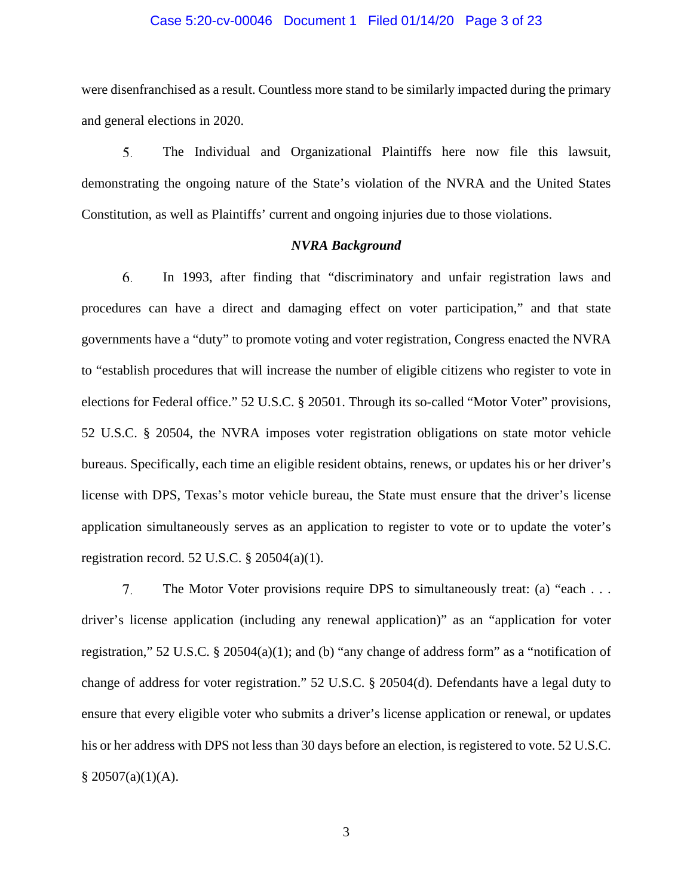were disenfranchised as a result. Countless more stand to be similarly impacted during the primary and general elections in 2020.

5. The Individual and Organizational Plaintiffs here now file this lawsuit, demonstrating the ongoing nature of the State's violation of the NVRA and the United States Constitution, as well as Plaintiffs' current and ongoing injuries due to those violations.

***NVRA Background***

6. In 1993, after finding that "discriminatory and unfair registration laws and procedures can have a direct and damaging effect on voter participation," and that state governments have a "duty" to promote voting and voter registration, Congress enacted the NVRA to "establish procedures that will increase the number of eligible citizens who register to vote in elections for Federal office." 52 U.S.C. § 20501. Through its so-called "Motor Voter" provisions, 52 U.S.C. § 20504, the NVRA imposes voter registration obligations on state motor vehicle bureaus. Specifically, each time an eligible resident obtains, renews, or updates his or her driver's license with DPS, Texas's motor vehicle bureau, the State must ensure that the driver's license application simultaneously serves as an application to register to vote or to update the voter's registration record. 52 U.S.C. § 20504(a)(1).

7. The Motor Voter provisions require DPS to simultaneously treat: (a) "each . . . driver's license application (including any renewal application)" as an "application for voter registration," 52 U.S.C. § 20504(a)(1); and (b) "any change of address form" as a "notification of change of address for voter registration." 52 U.S.C. § 20504(d). Defendants have a legal duty to ensure that every eligible voter who submits a driver's license application or renewal, or updates his or her address with DPS not less than 30 days before an election, is registered to vote. 52 U.S.C. § 20507(a)(1)(A).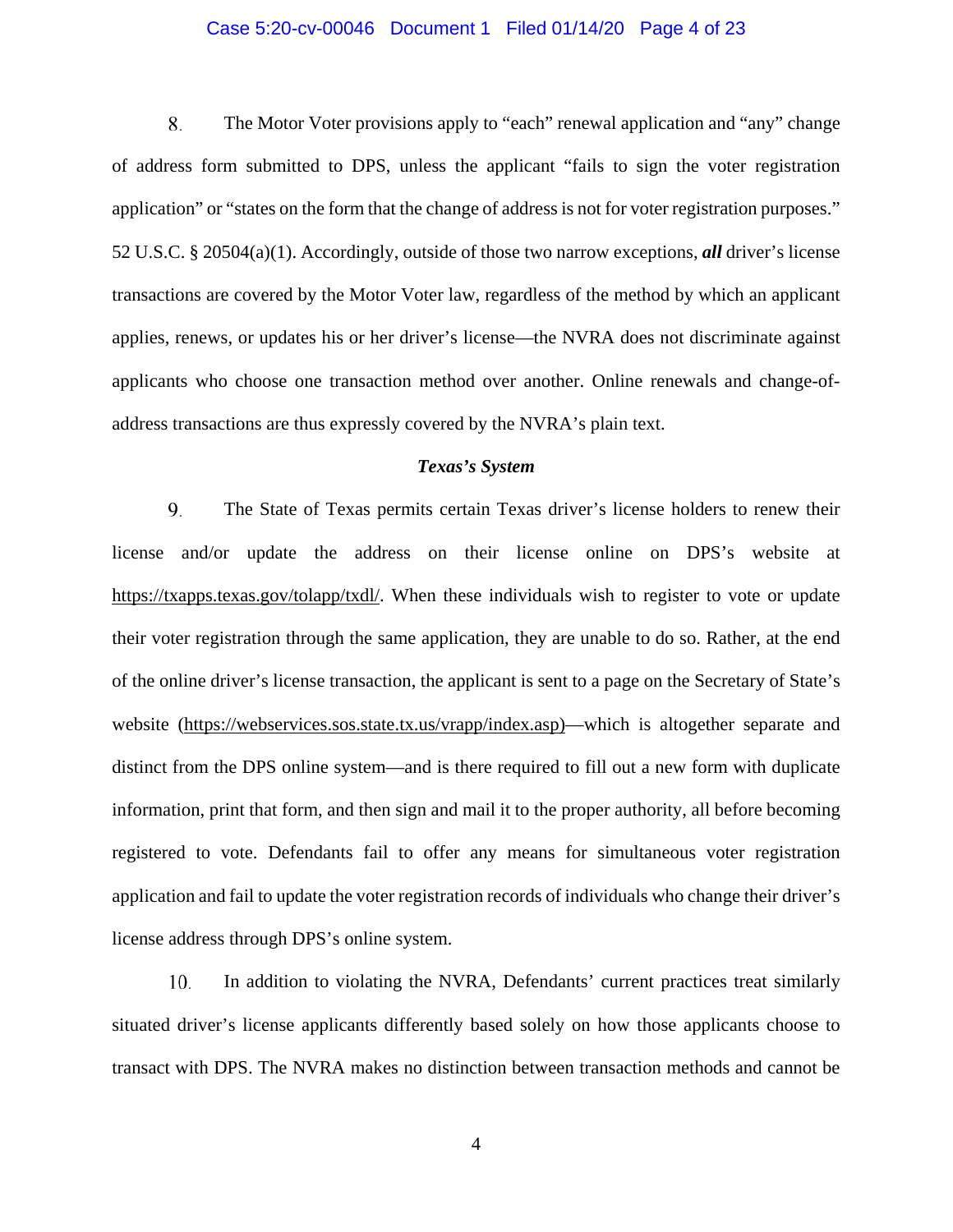8. The Motor Voter provisions apply to "each" renewal application and "any" change of address form submitted to DPS, unless the applicant "fails to sign the voter registration application" or "states on the form that the change of address is not for voter registration purposes." 52 U.S.C. § 20504(a)(1). Accordingly, outside of those two narrow exceptions, ***all*** driver's license transactions are covered by the Motor Voter law, regardless of the method by which an applicant applies, renews, or updates his or her driver's license—the NVRA does not discriminate against applicants who choose one transaction method over another. Online renewals and change-of-address transactions are thus expressly covered by the NVRA's plain text.

***Texas's System***

9. The State of Texas permits certain Texas driver's license holders to renew their license and/or update the address on their license online on DPS's website at https://txapps.texas.gov/tolapp/txdl/. When these individuals wish to register to vote or update their voter registration through the same application, they are unable to do so. Rather, at the end of the online driver's license transaction, the applicant is sent to a page on the Secretary of State's website (https://webservices.sos.state.tx.us/vrapp/index.asp)—which is altogether separate and distinct from the DPS online system—and is there required to fill out a new form with duplicate information, print that form, and then sign and mail it to the proper authority, all before becoming registered to vote. Defendants fail to offer any means for simultaneous voter registration application and fail to update the voter registration records of individuals who change their driver's license address through DPS's online system.

10. In addition to violating the NVRA, Defendants' current practices treat similarly situated driver's license applicants differently based solely on how those applicants choose to transact with DPS. The NVRA makes no distinction between transaction methods and cannot be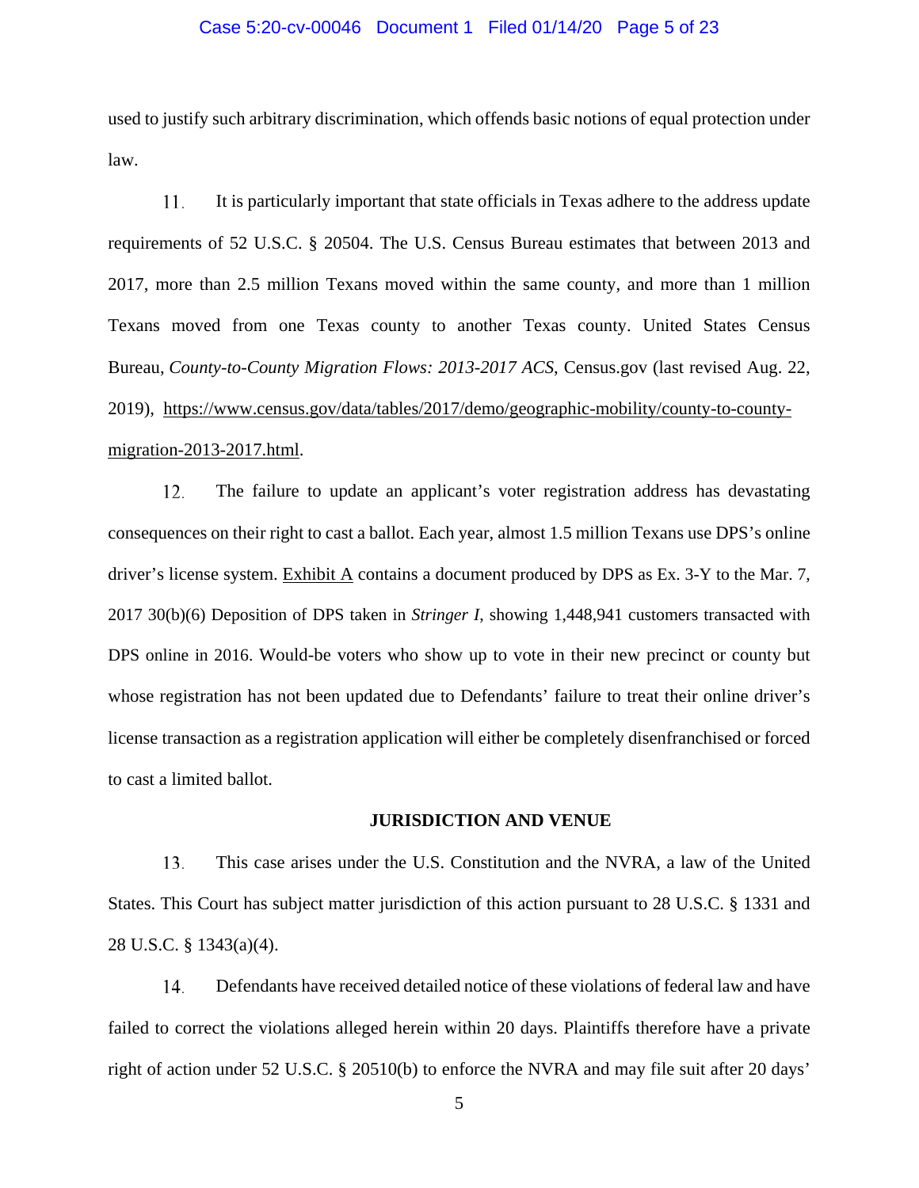used to justify such arbitrary discrimination, which offends basic notions of equal protection under law.

11. It is particularly important that state officials in Texas adhere to the address update requirements of 52 U.S.C. § 20504. The U.S. Census Bureau estimates that between 2013 and 2017, more than 2.5 million Texans moved within the same county, and more than 1 million Texans moved from one Texas county to another Texas county. United States Census Bureau, *County-to-County Migration Flows: 2013-2017 ACS*, Census.gov (last revised Aug. 22, 2019), https://www.census.gov/data/tables/2017/demo/geographic-mobility/county-to-county-migration-2013-2017.html.

12. The failure to update an applicant's voter registration address has devastating consequences on their right to cast a ballot. Each year, almost 1.5 million Texans use DPS's online driver's license system. Exhibit A contains a document produced by DPS as Ex. 3-Y to the Mar. 7, 2017 30(b)(6) Deposition of DPS taken in *Stringer I*, showing 1,448,941 customers transacted with DPS online in 2016. Would-be voters who show up to vote in their new precinct or county but whose registration has not been updated due to Defendants' failure to treat their online driver's license transaction as a registration application will either be completely disenfranchised or forced to cast a limited ballot.

## JURISDICTION AND VENUE

13. This case arises under the U.S. Constitution and the NVRA, a law of the United States. This Court has subject matter jurisdiction of this action pursuant to 28 U.S.C. § 1331 and 28 U.S.C. § 1343(a)(4).

14. Defendants have received detailed notice of these violations of federal law and have failed to correct the violations alleged herein within 20 days. Plaintiffs therefore have a private right of action under 52 U.S.C. § 20510(b) to enforce the NVRA and may file suit after 20 days'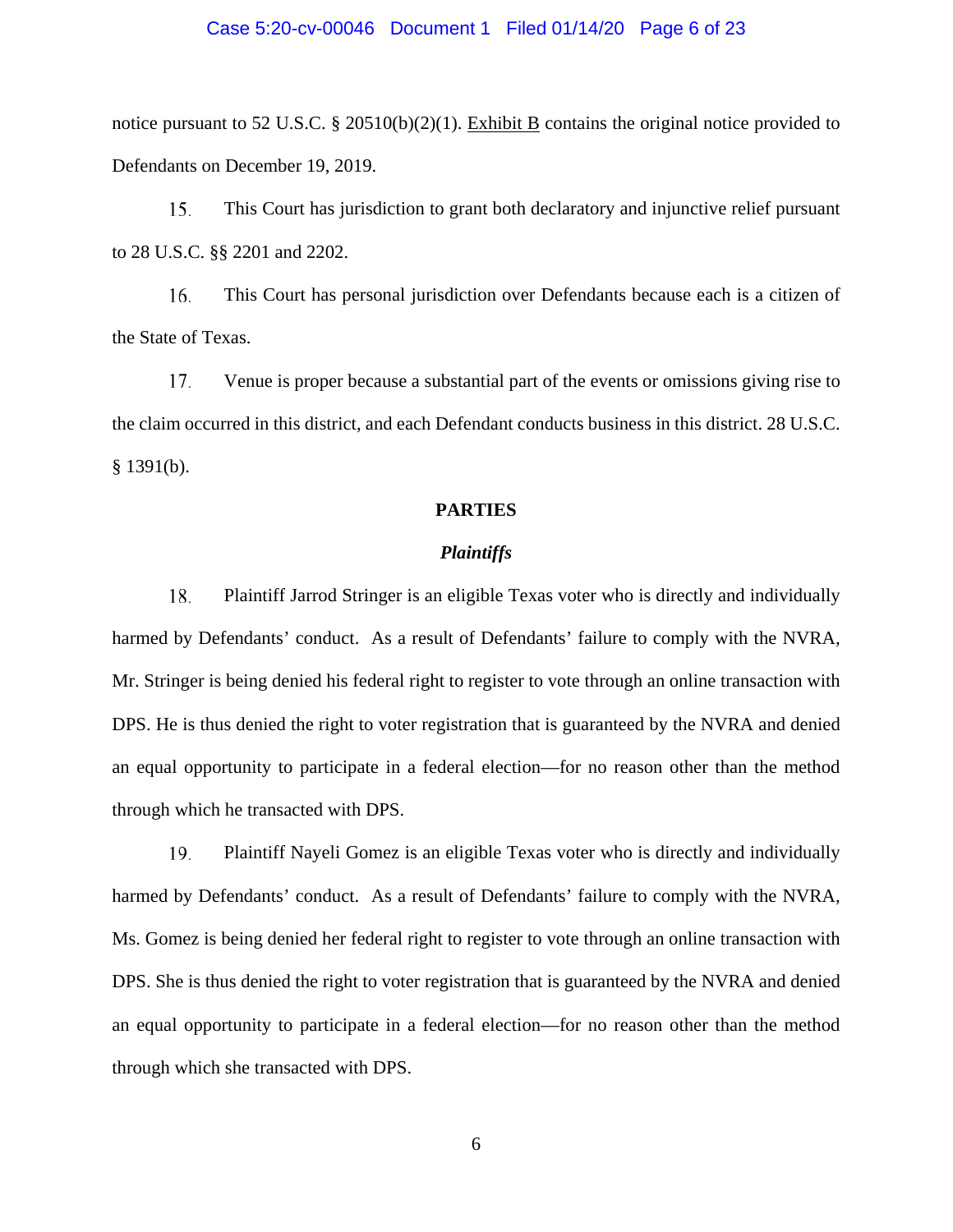notice pursuant to 52 U.S.C. § 20510(b)(2)(1). Exhibit B contains the original notice provided to Defendants on December 19, 2019.

15. This Court has jurisdiction to grant both declaratory and injunctive relief pursuant to 28 U.S.C. §§ 2201 and 2202.

16. This Court has personal jurisdiction over Defendants because each is a citizen of the State of Texas.

17. Venue is proper because a substantial part of the events or omissions giving rise to the claim occurred in this district, and each Defendant conducts business in this district. 28 U.S.C. § 1391(b).

## PARTIES

### *Plaintiffs*

18. Plaintiff Jarrod Stringer is an eligible Texas voter who is directly and individually harmed by Defendants' conduct. As a result of Defendants' failure to comply with the NVRA, Mr. Stringer is being denied his federal right to register to vote through an online transaction with DPS. He is thus denied the right to voter registration that is guaranteed by the NVRA and denied an equal opportunity to participate in a federal election—for no reason other than the method through which he transacted with DPS.

19. Plaintiff Nayeli Gomez is an eligible Texas voter who is directly and individually harmed by Defendants' conduct. As a result of Defendants' failure to comply with the NVRA, Ms. Gomez is being denied her federal right to register to vote through an online transaction with DPS. She is thus denied the right to voter registration that is guaranteed by the NVRA and denied an equal opportunity to participate in a federal election—for no reason other than the method through which she transacted with DPS.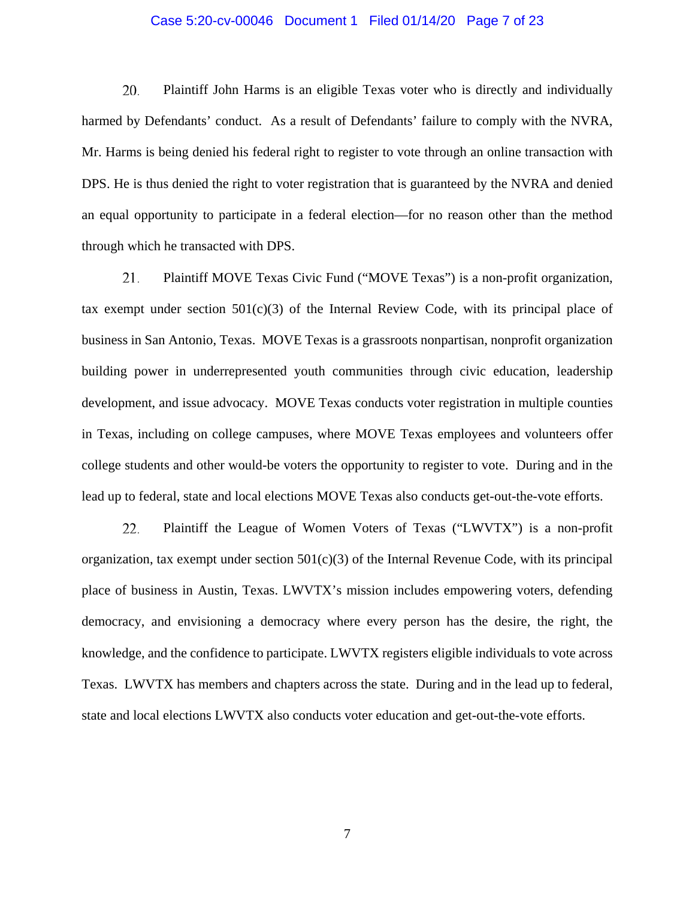20. Plaintiff John Harms is an eligible Texas voter who is directly and individually harmed by Defendants' conduct. As a result of Defendants' failure to comply with the NVRA, Mr. Harms is being denied his federal right to register to vote through an online transaction with DPS. He is thus denied the right to voter registration that is guaranteed by the NVRA and denied an equal opportunity to participate in a federal election—for no reason other than the method through which he transacted with DPS.

21. Plaintiff MOVE Texas Civic Fund ("MOVE Texas") is a non-profit organization, tax exempt under section 501(c)(3) of the Internal Review Code, with its principal place of business in San Antonio, Texas. MOVE Texas is a grassroots nonpartisan, nonprofit organization building power in underrepresented youth communities through civic education, leadership development, and issue advocacy. MOVE Texas conducts voter registration in multiple counties in Texas, including on college campuses, where MOVE Texas employees and volunteers offer college students and other would-be voters the opportunity to register to vote. During and in the lead up to federal, state and local elections MOVE Texas also conducts get-out-the-vote efforts.

22. Plaintiff the League of Women Voters of Texas ("LWVTX") is a non-profit organization, tax exempt under section 501(c)(3) of the Internal Revenue Code, with its principal place of business in Austin, Texas. LWVTX's mission includes empowering voters, defending democracy, and envisioning a democracy where every person has the desire, the right, the knowledge, and the confidence to participate. LWVTX registers eligible individuals to vote across Texas. LWVTX has members and chapters across the state. During and in the lead up to federal, state and local elections LWVTX also conducts voter education and get-out-the-vote efforts.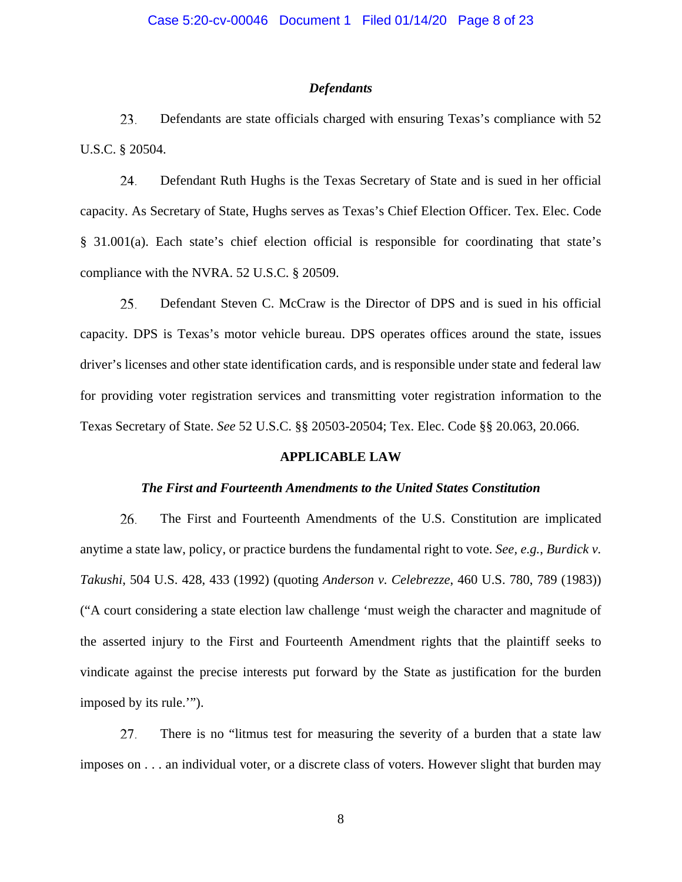### *Defendants*

23. Defendants are state officials charged with ensuring Texas's compliance with 52 U.S.C. § 20504.

24. Defendant Ruth Hughs is the Texas Secretary of State and is sued in her official capacity. As Secretary of State, Hughs serves as Texas's Chief Election Officer. Tex. Elec. Code § 31.001(a). Each state's chief election official is responsible for coordinating that state's compliance with the NVRA. 52 U.S.C. § 20509.

25. Defendant Steven C. McCraw is the Director of DPS and is sued in his official capacity. DPS is Texas's motor vehicle bureau. DPS operates offices around the state, issues driver's licenses and other state identification cards, and is responsible under state and federal law for providing voter registration services and transmitting voter registration information to the Texas Secretary of State. *See* 52 U.S.C. §§ 20503-20504; Tex. Elec. Code §§ 20.063, 20.066.

## APPLICABLE LAW

### *The First and Fourteenth Amendments to the United States Constitution*

26. The First and Fourteenth Amendments of the U.S. Constitution are implicated anytime a state law, policy, or practice burdens the fundamental right to vote. *See, e.g.*, *Burdick v. Takushi*, 504 U.S. 428, 433 (1992) (quoting *Anderson v. Celebrezze*, 460 U.S. 780, 789 (1983)) ("A court considering a state election law challenge 'must weigh the character and magnitude of the asserted injury to the First and Fourteenth Amendment rights that the plaintiff seeks to vindicate against the precise interests put forward by the State as justification for the burden imposed by its rule.'").

27. There is no "litmus test for measuring the severity of a burden that a state law imposes on . . . an individual voter, or a discrete class of voters. However slight that burden may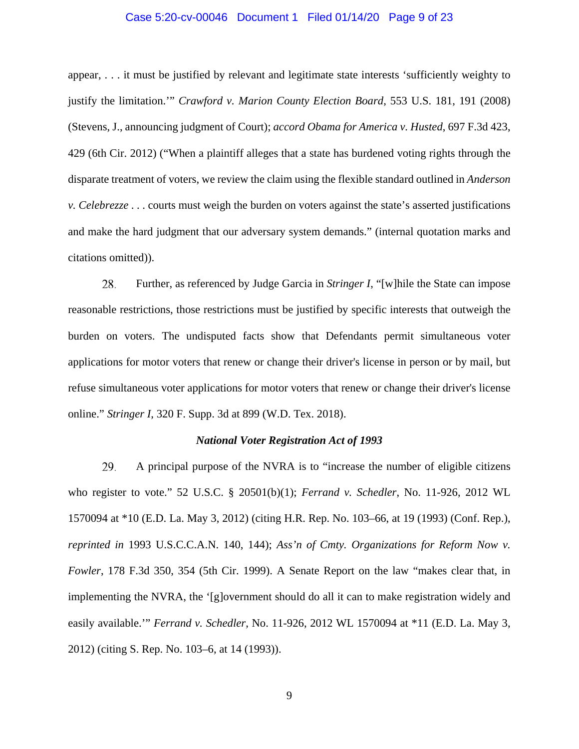appear, . . . it must be justified by relevant and legitimate state interests 'sufficiently weighty to justify the limitation.'" *Crawford v. Marion County Election Board*, 553 U.S. 181, 191 (2008) (Stevens, J., announcing judgment of Court); *accord Obama for America v. Husted*, 697 F.3d 423, 429 (6th Cir. 2012) ("When a plaintiff alleges that a state has burdened voting rights through the disparate treatment of voters, we review the claim using the flexible standard outlined in *Anderson v. Celebrezze* . . . courts must weigh the burden on voters against the state's asserted justifications and make the hard judgment that our adversary system demands." (internal quotation marks and citations omitted)).

28. Further, as referenced by Judge Garcia in *Stringer I*, "[w]hile the State can impose reasonable restrictions, those restrictions must be justified by specific interests that outweigh the burden on voters. The undisputed facts show that Defendants permit simultaneous voter applications for motor voters that renew or change their driver's license in person or by mail, but refuse simultaneous voter applications for motor voters that renew or change their driver's license online." *Stringer I*, 320 F. Supp. 3d at 899 (W.D. Tex. 2018).

### *National Voter Registration Act of 1993*

29. A principal purpose of the NVRA is to "increase the number of eligible citizens who register to vote." 52 U.S.C. § 20501(b)(1); *Ferrand v. Schedler*, No. 11-926, 2012 WL 1570094 at *10 (E.D. La. May 3, 2012) (citing H.R. Rep. No. 103–66, at 19 (1993) (Conf. Rep.), *reprinted in* 1993 U.S.C.C.A.N. 140, 144); *Ass'n of Cmty. Organizations for Reform Now v. Fowler*, 178 F.3d 350, 354 (5th Cir. 1999). A Senate Report on the law "makes clear that, in implementing the NVRA, the '[g]overnment should do all it can to make registration widely and easily available.'" *Ferrand v. Schedler*, No. 11-926, 2012 WL 1570094 at *11 (E.D. La. May 3, 2012) (citing S. Rep. No. 103–6, at 14 (1993)).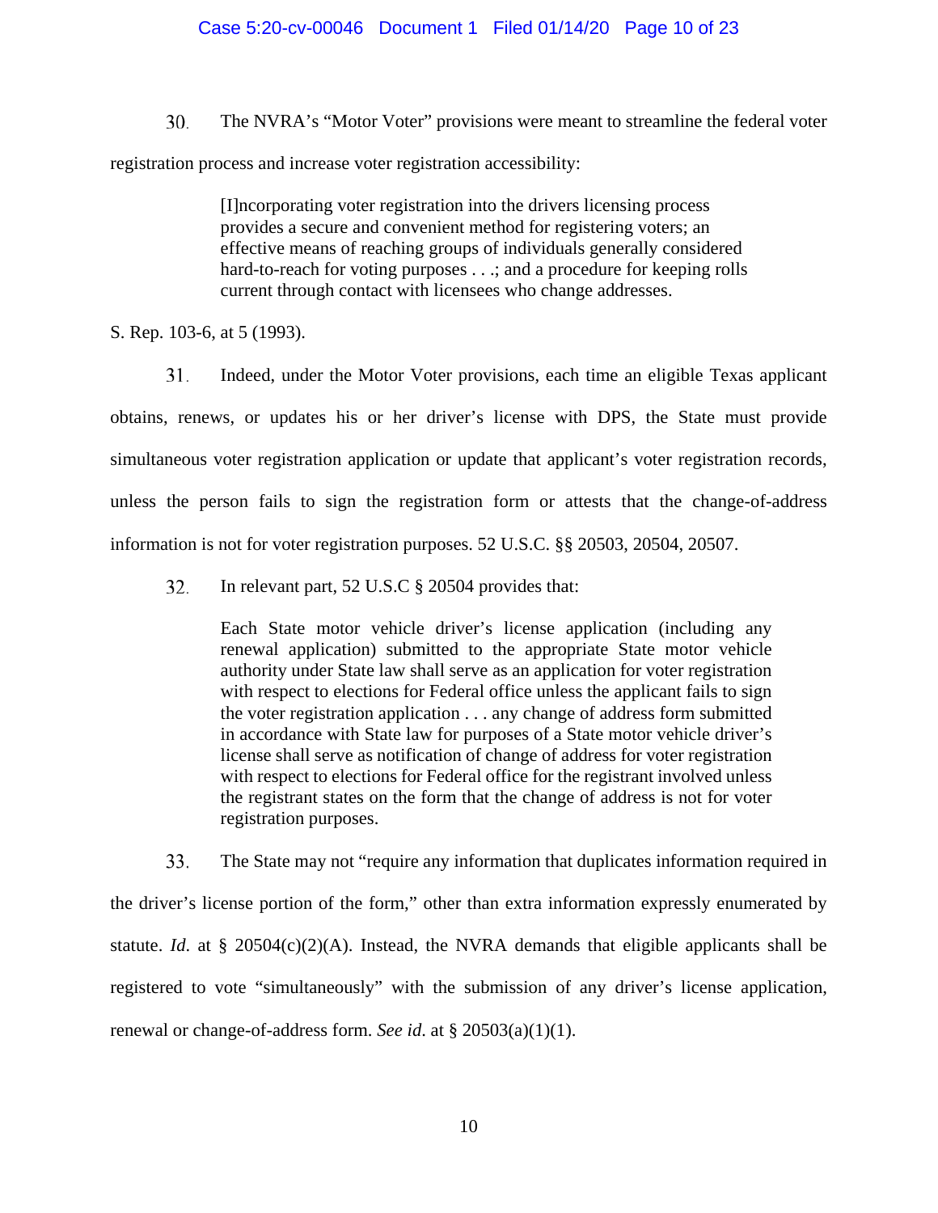30. The NVRA's "Motor Voter" provisions were meant to streamline the federal voter registration process and increase voter registration accessibility:

> [I]ncorporating voter registration into the drivers licensing process provides a secure and convenient method for registering voters; an effective means of reaching groups of individuals generally considered hard-to-reach for voting purposes . . .; and a procedure for keeping rolls current through contact with licensees who change addresses.

S. Rep. 103-6, at 5 (1993).

31. Indeed, under the Motor Voter provisions, each time an eligible Texas applicant obtains, renews, or updates his or her driver's license with DPS, the State must provide simultaneous voter registration application or update that applicant's voter registration records, unless the person fails to sign the registration form or attests that the change-of-address information is not for voter registration purposes. 52 U.S.C. §§ 20503, 20504, 20507.

32. In relevant part, 52 U.S.C § 20504 provides that:

> Each State motor vehicle driver's license application (including any renewal application) submitted to the appropriate State motor vehicle authority under State law shall serve as an application for voter registration with respect to elections for Federal office unless the applicant fails to sign the voter registration application . . . any change of address form submitted in accordance with State law for purposes of a State motor vehicle driver's license shall serve as notification of change of address for voter registration with respect to elections for Federal office for the registrant involved unless the registrant states on the form that the change of address is not for voter registration purposes.

33. The State may not "require any information that duplicates information required in the driver's license portion of the form," other than extra information expressly enumerated by statute. *Id*. at § 20504(c)(2)(A). Instead, the NVRA demands that eligible applicants shall be registered to vote "simultaneously" with the submission of any driver's license application, renewal or change-of-address form. *See id*. at § 20503(a)(1)(1).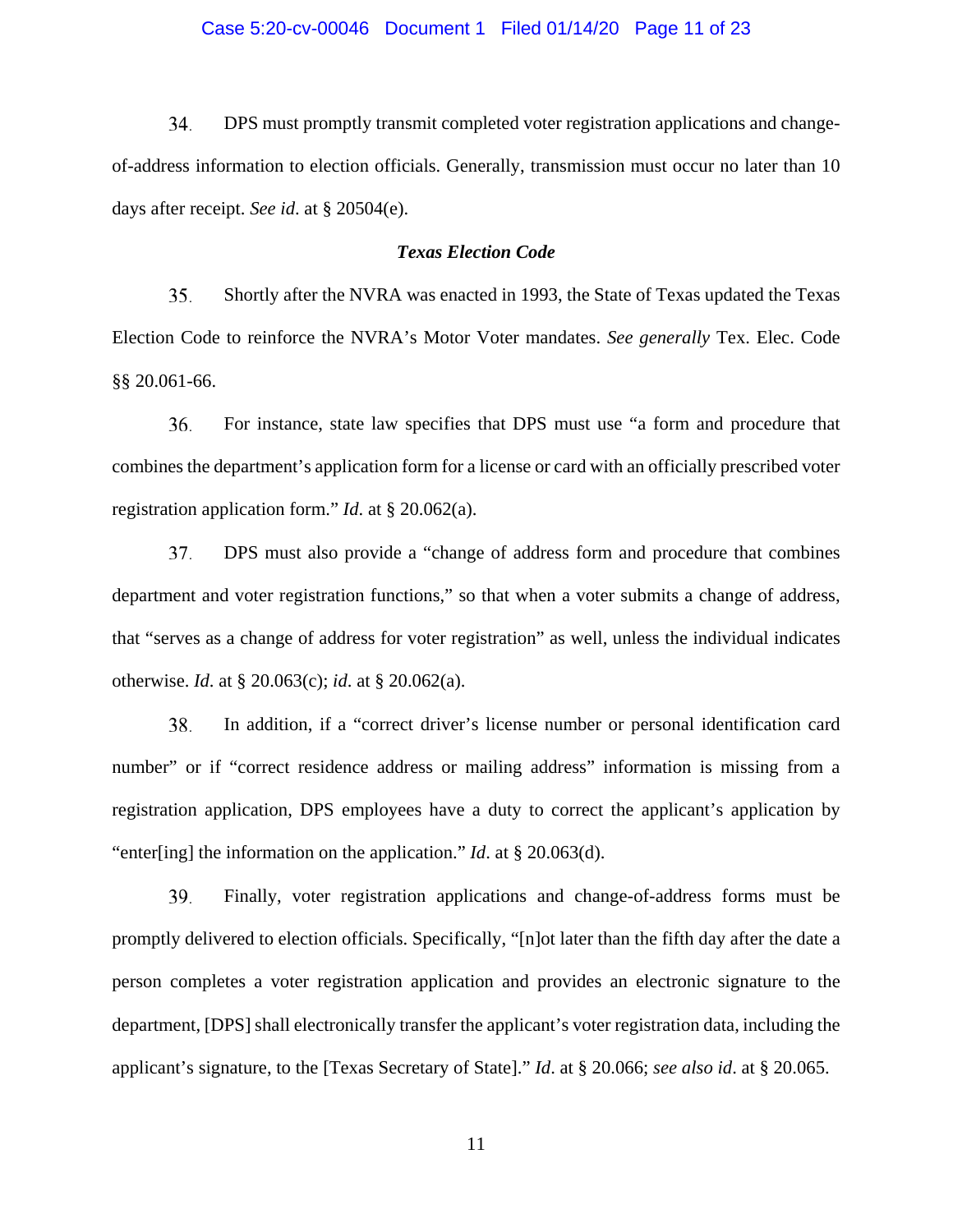34. DPS must promptly transmit completed voter registration applications and change-of-address information to election officials. Generally, transmission must occur no later than 10 days after receipt. *See id*. at § 20504(e).

### ***Texas Election Code***

35. Shortly after the NVRA was enacted in 1993, the State of Texas updated the Texas Election Code to reinforce the NVRA's Motor Voter mandates. *See generally* Tex. Elec. Code §§ 20.061-66.

36. For instance, state law specifies that DPS must use "a form and procedure that combines the department's application form for a license or card with an officially prescribed voter registration application form." *Id*. at § 20.062(a).

37. DPS must also provide a "change of address form and procedure that combines department and voter registration functions," so that when a voter submits a change of address, that "serves as a change of address for voter registration" as well, unless the individual indicates otherwise. *Id*. at § 20.063(c); *id*. at § 20.062(a).

38. In addition, if a "correct driver's license number or personal identification card number" or if "correct residence address or mailing address" information is missing from a registration application, DPS employees have a duty to correct the applicant's application by "enter[ing] the information on the application." *Id*. at § 20.063(d).

39. Finally, voter registration applications and change-of-address forms must be promptly delivered to election officials. Specifically, "[n]ot later than the fifth day after the date a person completes a voter registration application and provides an electronic signature to the department, [DPS] shall electronically transfer the applicant's voter registration data, including the applicant's signature, to the [Texas Secretary of State]." *Id*. at § 20.066; *see also id*. at § 20.065.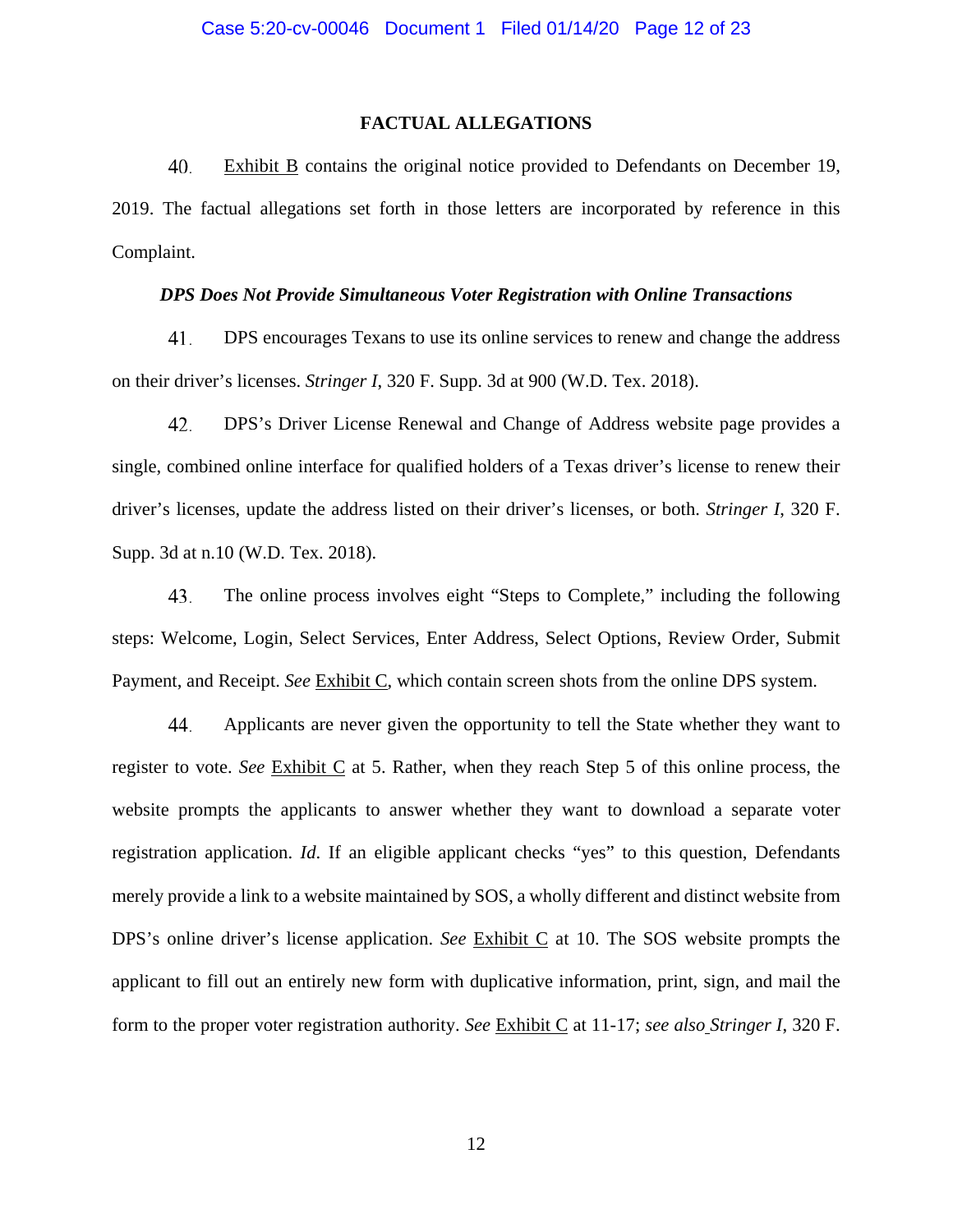## FACTUAL ALLEGATIONS

40. Exhibit B contains the original notice provided to Defendants on December 19, 2019. The factual allegations set forth in those letters are incorporated by reference in this Complaint.

***DPS Does Not Provide Simultaneous Voter Registration with Online Transactions***

41. DPS encourages Texans to use its online services to renew and change the address on their driver's licenses. *Stringer I*, 320 F. Supp. 3d at 900 (W.D. Tex. 2018).

42. DPS's Driver License Renewal and Change of Address website page provides a single, combined online interface for qualified holders of a Texas driver's license to renew their driver's licenses, update the address listed on their driver's licenses, or both. *Stringer I*, 320 F. Supp. 3d at n.10 (W.D. Tex. 2018).

43. The online process involves eight "Steps to Complete," including the following steps: Welcome, Login, Select Services, Enter Address, Select Options, Review Order, Submit Payment, and Receipt. *See* Exhibit C, which contain screen shots from the online DPS system.

44. Applicants are never given the opportunity to tell the State whether they want to register to vote. *See* Exhibit C at 5. Rather, when they reach Step 5 of this online process, the website prompts the applicants to answer whether they want to download a separate voter registration application. *Id*. If an eligible applicant checks "yes" to this question, Defendants merely provide a link to a website maintained by SOS, a wholly different and distinct website from DPS's online driver's license application. *See* Exhibit C at 10. The SOS website prompts the applicant to fill out an entirely new form with duplicative information, print, sign, and mail the form to the proper voter registration authority. *See* Exhibit C at 11-17; *see also Stringer I*, 320 F.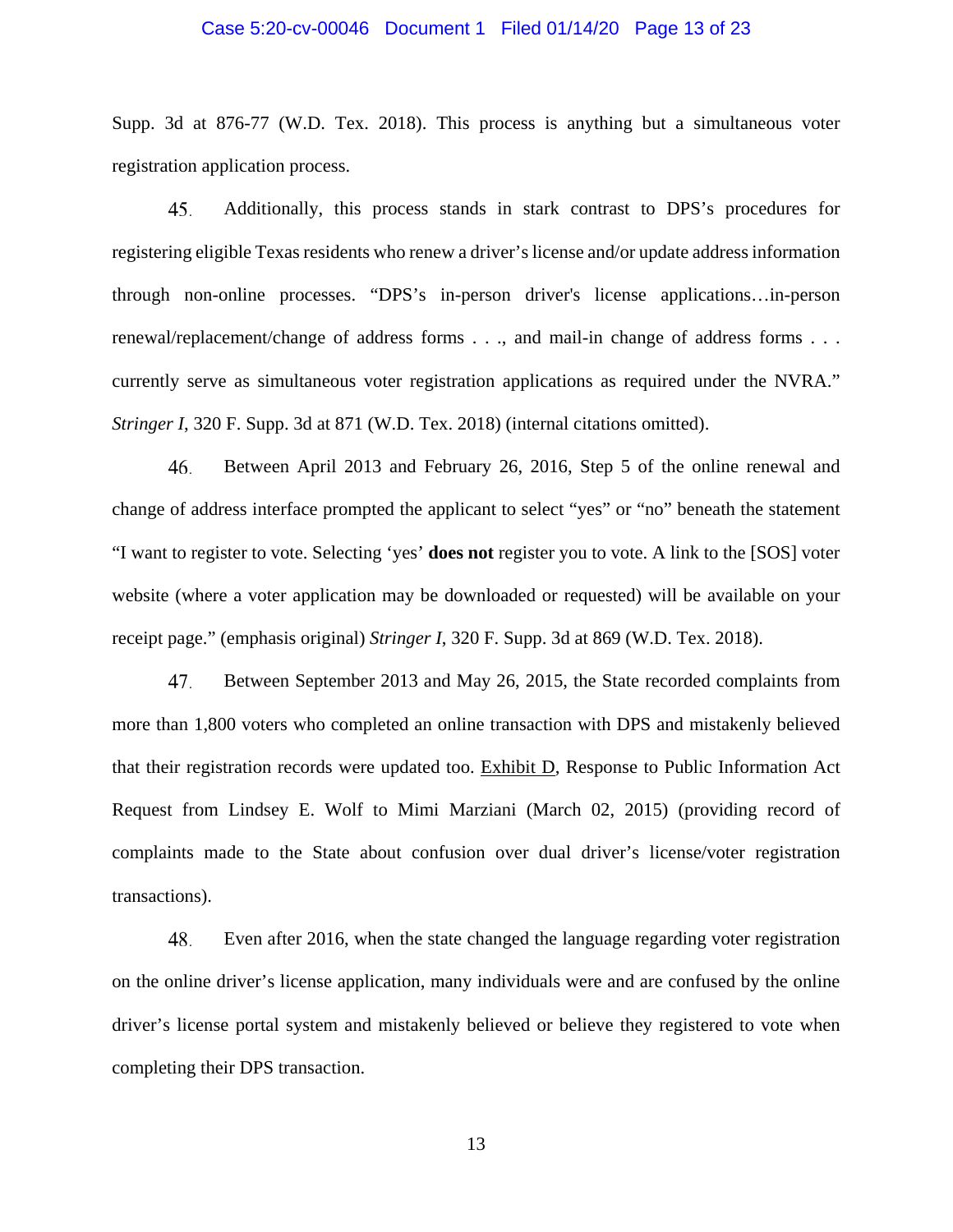Supp. 3d at 876-77 (W.D. Tex. 2018). This process is anything but a simultaneous voter registration application process.

45. Additionally, this process stands in stark contrast to DPS's procedures for registering eligible Texas residents who renew a driver's license and/or update address information through non-online processes. "DPS's in-person driver's license applications…in-person renewal/replacement/change of address forms . . ., and mail-in change of address forms . . . currently serve as simultaneous voter registration applications as required under the NVRA." *Stringer I*, 320 F. Supp. 3d at 871 (W.D. Tex. 2018) (internal citations omitted).

46. Between April 2013 and February 26, 2016, Step 5 of the online renewal and change of address interface prompted the applicant to select "yes" or "no" beneath the statement "I want to register to vote. Selecting 'yes' **does not** register you to vote. A link to the [SOS] voter website (where a voter application may be downloaded or requested) will be available on your receipt page." (emphasis original) *Stringer I*, 320 F. Supp. 3d at 869 (W.D. Tex. 2018).

47. Between September 2013 and May 26, 2015, the State recorded complaints from more than 1,800 voters who completed an online transaction with DPS and mistakenly believed that their registration records were updated too. Exhibit D, Response to Public Information Act Request from Lindsey E. Wolf to Mimi Marziani (March 02, 2015) (providing record of complaints made to the State about confusion over dual driver's license/voter registration transactions).

48. Even after 2016, when the state changed the language regarding voter registration on the online driver's license application, many individuals were and are confused by the online driver's license portal system and mistakenly believed or believe they registered to vote when completing their DPS transaction.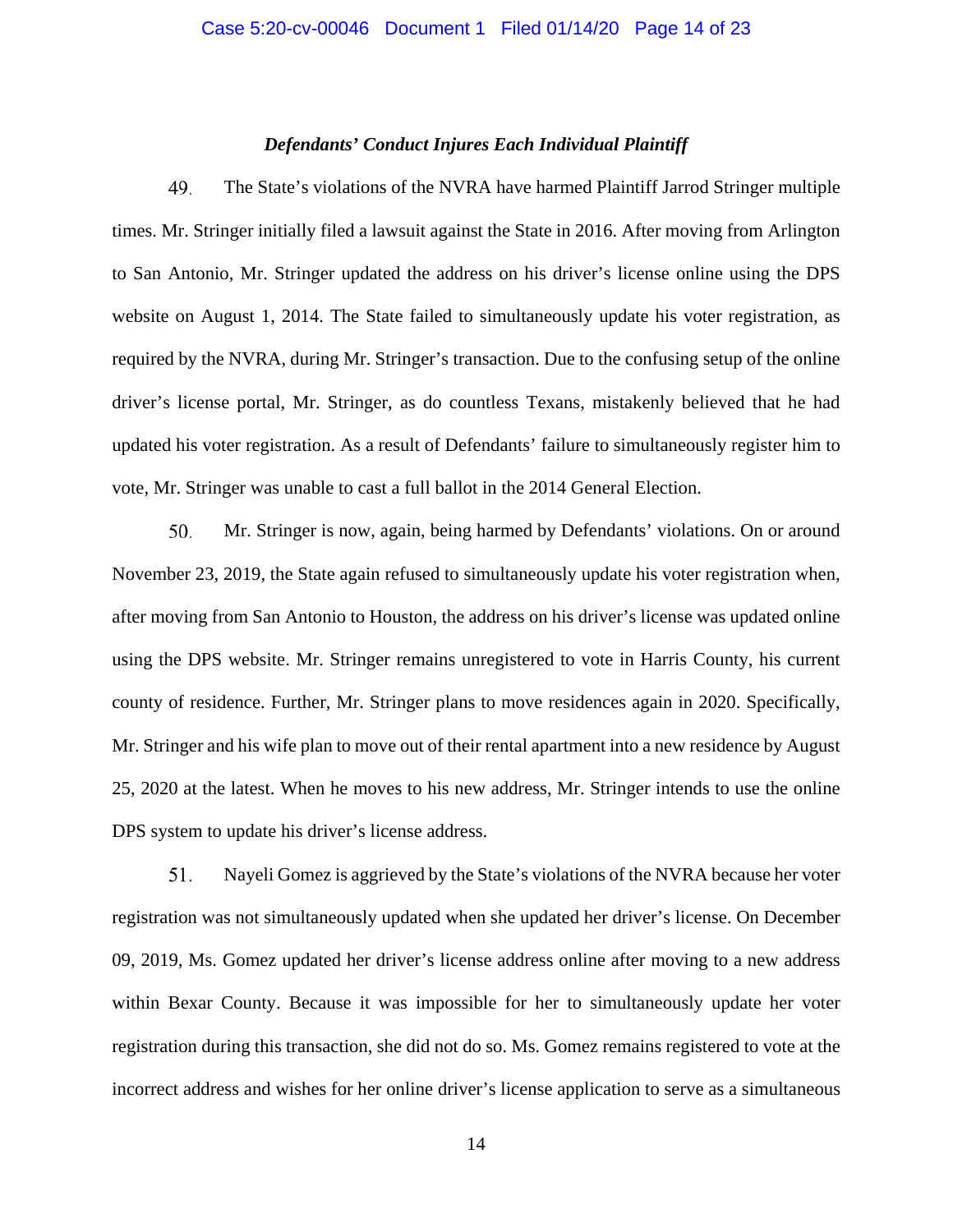### *Defendants' Conduct Injures Each Individual Plaintiff*

49. The State's violations of the NVRA have harmed Plaintiff Jarrod Stringer multiple times. Mr. Stringer initially filed a lawsuit against the State in 2016. After moving from Arlington to San Antonio, Mr. Stringer updated the address on his driver's license online using the DPS website on August 1, 2014. The State failed to simultaneously update his voter registration, as required by the NVRA, during Mr. Stringer's transaction. Due to the confusing setup of the online driver's license portal, Mr. Stringer, as do countless Texans, mistakenly believed that he had updated his voter registration. As a result of Defendants' failure to simultaneously register him to vote, Mr. Stringer was unable to cast a full ballot in the 2014 General Election.

50. Mr. Stringer is now, again, being harmed by Defendants' violations. On or around November 23, 2019, the State again refused to simultaneously update his voter registration when, after moving from San Antonio to Houston, the address on his driver's license was updated online using the DPS website. Mr. Stringer remains unregistered to vote in Harris County, his current county of residence. Further, Mr. Stringer plans to move residences again in 2020. Specifically, Mr. Stringer and his wife plan to move out of their rental apartment into a new residence by August 25, 2020 at the latest. When he moves to his new address, Mr. Stringer intends to use the online DPS system to update his driver's license address.

51. Nayeli Gomez is aggrieved by the State's violations of the NVRA because her voter registration was not simultaneously updated when she updated her driver's license. On December 09, 2019, Ms. Gomez updated her driver's license address online after moving to a new address within Bexar County. Because it was impossible for her to simultaneously update her voter registration during this transaction, she did not do so. Ms. Gomez remains registered to vote at the incorrect address and wishes for her online driver's license application to serve as a simultaneous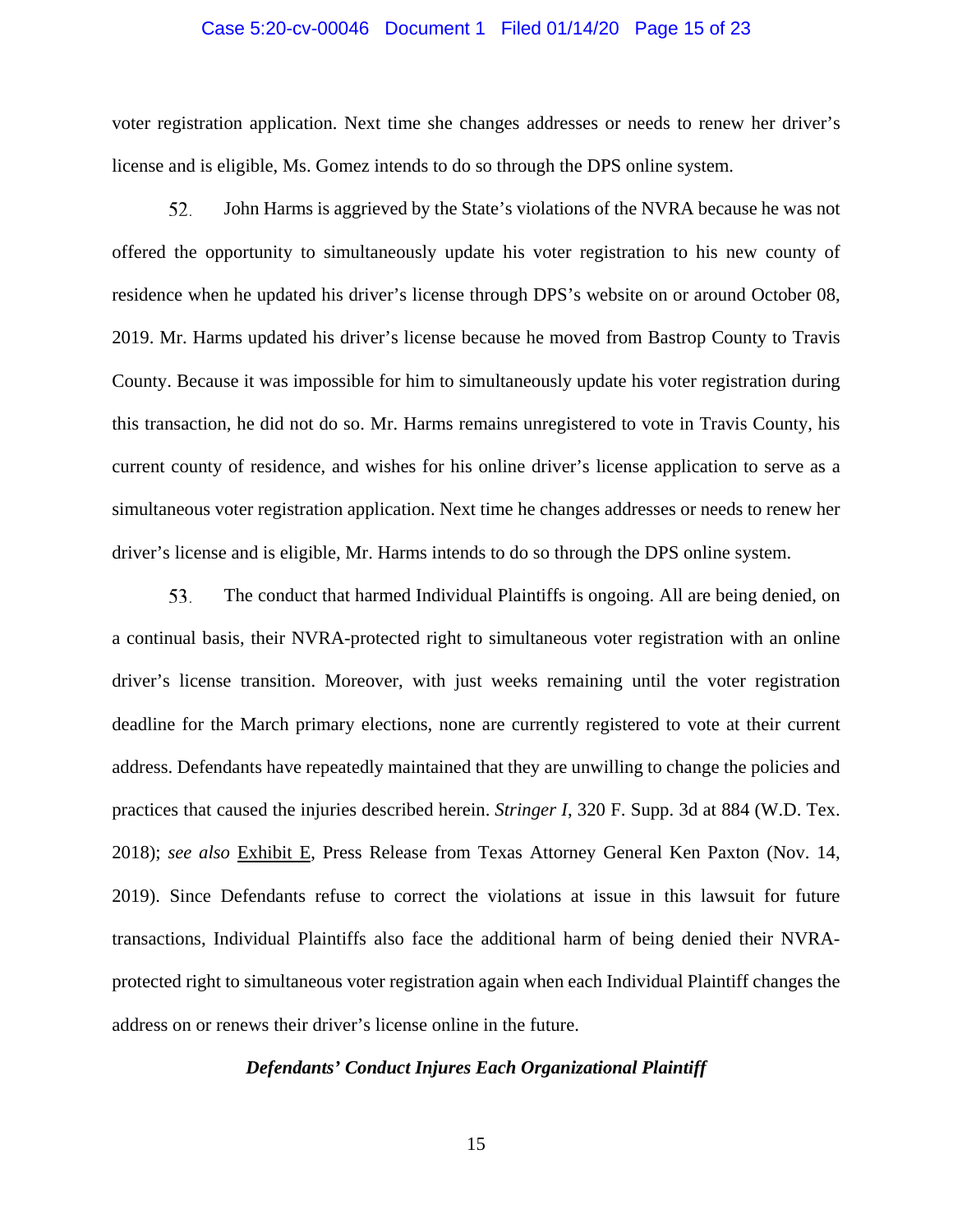voter registration application. Next time she changes addresses or needs to renew her driver's license and is eligible, Ms. Gomez intends to do so through the DPS online system.

52. John Harms is aggrieved by the State's violations of the NVRA because he was not offered the opportunity to simultaneously update his voter registration to his new county of residence when he updated his driver's license through DPS's website on or around October 08, 2019. Mr. Harms updated his driver's license because he moved from Bastrop County to Travis County. Because it was impossible for him to simultaneously update his voter registration during this transaction, he did not do so. Mr. Harms remains unregistered to vote in Travis County, his current county of residence, and wishes for his online driver's license application to serve as a simultaneous voter registration application. Next time he changes addresses or needs to renew her driver's license and is eligible, Mr. Harms intends to do so through the DPS online system.

53. The conduct that harmed Individual Plaintiffs is ongoing. All are being denied, on a continual basis, their NVRA-protected right to simultaneous voter registration with an online driver's license transition. Moreover, with just weeks remaining until the voter registration deadline for the March primary elections, none are currently registered to vote at their current address. Defendants have repeatedly maintained that they are unwilling to change the policies and practices that caused the injuries described herein. *Stringer I*, 320 F. Supp. 3d at 884 (W.D. Tex. 2018); *see also* Exhibit E, Press Release from Texas Attorney General Ken Paxton (Nov. 14, 2019). Since Defendants refuse to correct the violations at issue in this lawsuit for future transactions, Individual Plaintiffs also face the additional harm of being denied their NVRA-protected right to simultaneous voter registration again when each Individual Plaintiff changes the address on or renews their driver's license online in the future.

***Defendants' Conduct Injures Each Organizational Plaintiff***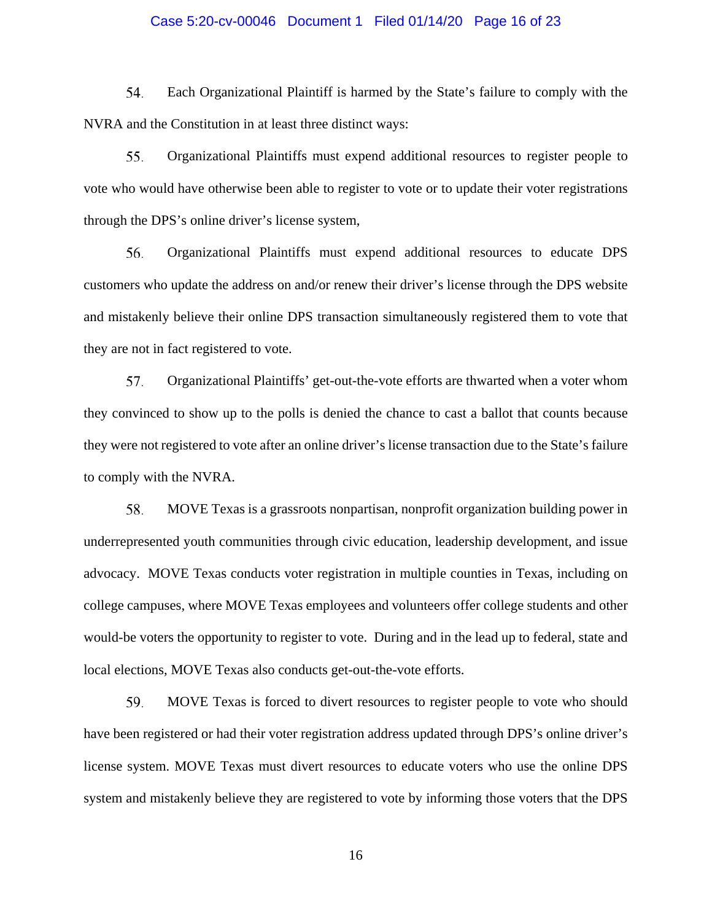54. Each Organizational Plaintiff is harmed by the State's failure to comply with the NVRA and the Constitution in at least three distinct ways:

55. Organizational Plaintiffs must expend additional resources to register people to vote who would have otherwise been able to register to vote or to update their voter registrations through the DPS's online driver's license system,

56. Organizational Plaintiffs must expend additional resources to educate DPS customers who update the address on and/or renew their driver's license through the DPS website and mistakenly believe their online DPS transaction simultaneously registered them to vote that they are not in fact registered to vote.

57. Organizational Plaintiffs' get-out-the-vote efforts are thwarted when a voter whom they convinced to show up to the polls is denied the chance to cast a ballot that counts because they were not registered to vote after an online driver's license transaction due to the State's failure to comply with the NVRA.

58. MOVE Texas is a grassroots nonpartisan, nonprofit organization building power in underrepresented youth communities through civic education, leadership development, and issue advocacy. MOVE Texas conducts voter registration in multiple counties in Texas, including on college campuses, where MOVE Texas employees and volunteers offer college students and other would-be voters the opportunity to register to vote. During and in the lead up to federal, state and local elections, MOVE Texas also conducts get-out-the-vote efforts.

59. MOVE Texas is forced to divert resources to register people to vote who should have been registered or had their voter registration address updated through DPS's online driver's license system. MOVE Texas must divert resources to educate voters who use the online DPS system and mistakenly believe they are registered to vote by informing those voters that the DPS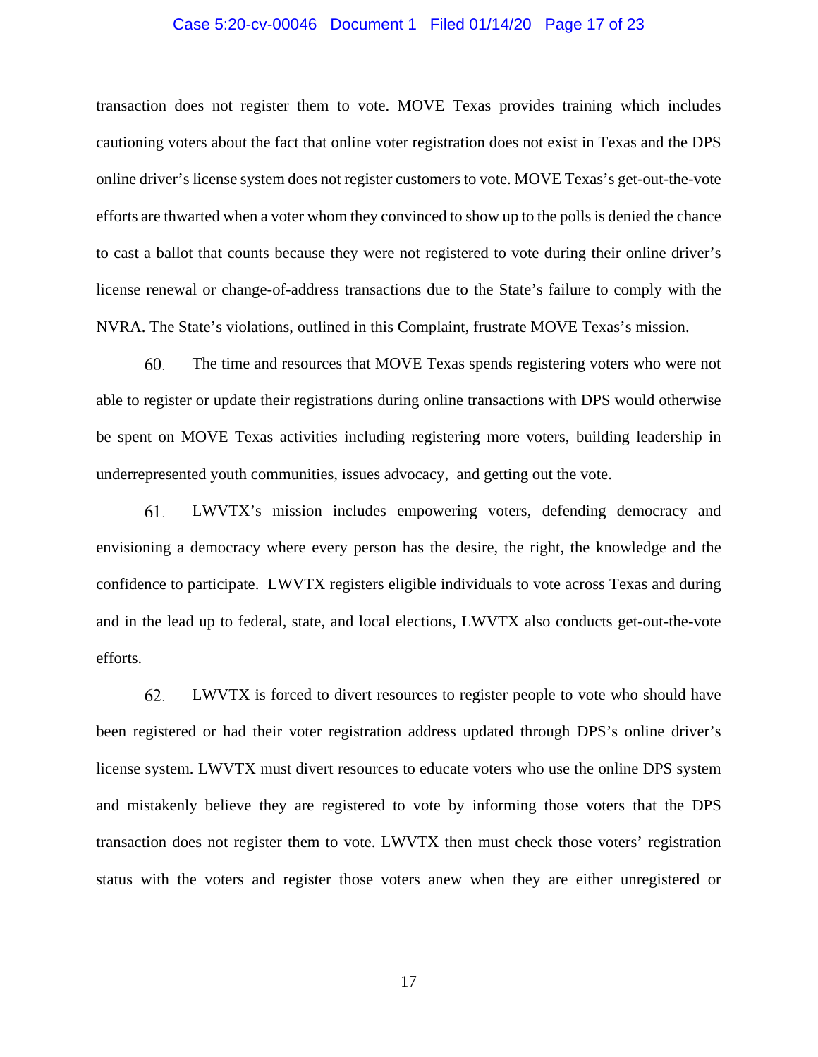transaction does not register them to vote. MOVE Texas provides training which includes cautioning voters about the fact that online voter registration does not exist in Texas and the DPS online driver's license system does not register customers to vote. MOVE Texas's get-out-the-vote efforts are thwarted when a voter whom they convinced to show up to the polls is denied the chance to cast a ballot that counts because they were not registered to vote during their online driver's license renewal or change-of-address transactions due to the State's failure to comply with the NVRA. The State's violations, outlined in this Complaint, frustrate MOVE Texas's mission.

60. The time and resources that MOVE Texas spends registering voters who were not able to register or update their registrations during online transactions with DPS would otherwise be spent on MOVE Texas activities including registering more voters, building leadership in underrepresented youth communities, issues advocacy, and getting out the vote.

61. LWVTX's mission includes empowering voters, defending democracy and envisioning a democracy where every person has the desire, the right, the knowledge and the confidence to participate. LWVTX registers eligible individuals to vote across Texas and during and in the lead up to federal, state, and local elections, LWVTX also conducts get-out-the-vote efforts.

62. LWVTX is forced to divert resources to register people to vote who should have been registered or had their voter registration address updated through DPS's online driver's license system. LWVTX must divert resources to educate voters who use the online DPS system and mistakenly believe they are registered to vote by informing those voters that the DPS transaction does not register them to vote. LWVTX then must check those voters' registration status with the voters and register those voters anew when they are either unregistered or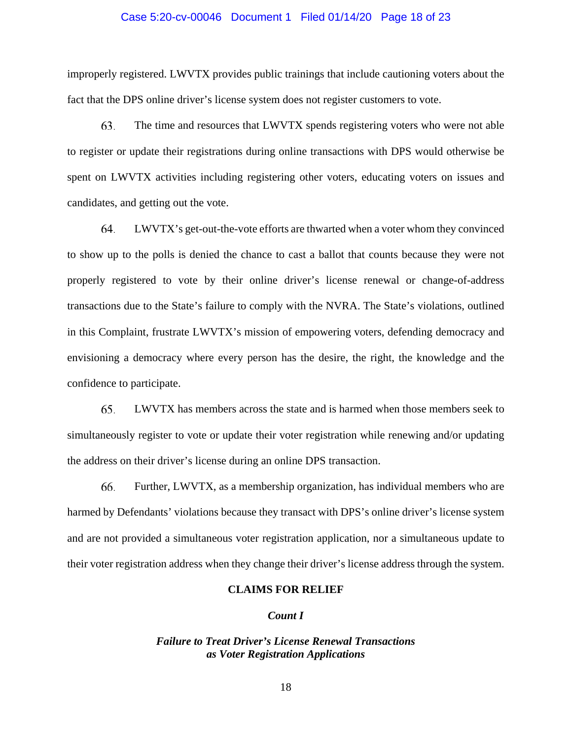improperly registered. LWVTX provides public trainings that include cautioning voters about the fact that the DPS online driver's license system does not register customers to vote.

63. The time and resources that LWVTX spends registering voters who were not able to register or update their registrations during online transactions with DPS would otherwise be spent on LWVTX activities including registering other voters, educating voters on issues and candidates, and getting out the vote.

64. LWVTX's get-out-the-vote efforts are thwarted when a voter whom they convinced to show up to the polls is denied the chance to cast a ballot that counts because they were not properly registered to vote by their online driver's license renewal or change-of-address transactions due to the State's failure to comply with the NVRA. The State's violations, outlined in this Complaint, frustrate LWVTX's mission of empowering voters, defending democracy and envisioning a democracy where every person has the desire, the right, the knowledge and the confidence to participate.

65. LWVTX has members across the state and is harmed when those members seek to simultaneously register to vote or update their voter registration while renewing and/or updating the address on their driver's license during an online DPS transaction.

66. Further, LWVTX, as a membership organization, has individual members who are harmed by Defendants' violations because they transact with DPS's online driver's license system and are not provided a simultaneous voter registration application, nor a simultaneous update to their voter registration address when they change their driver's license address through the system.

## CLAIMS FOR RELIEF

### *Count I*

### *Failure to Treat Driver's License Renewal Transactions as Voter Registration Applications*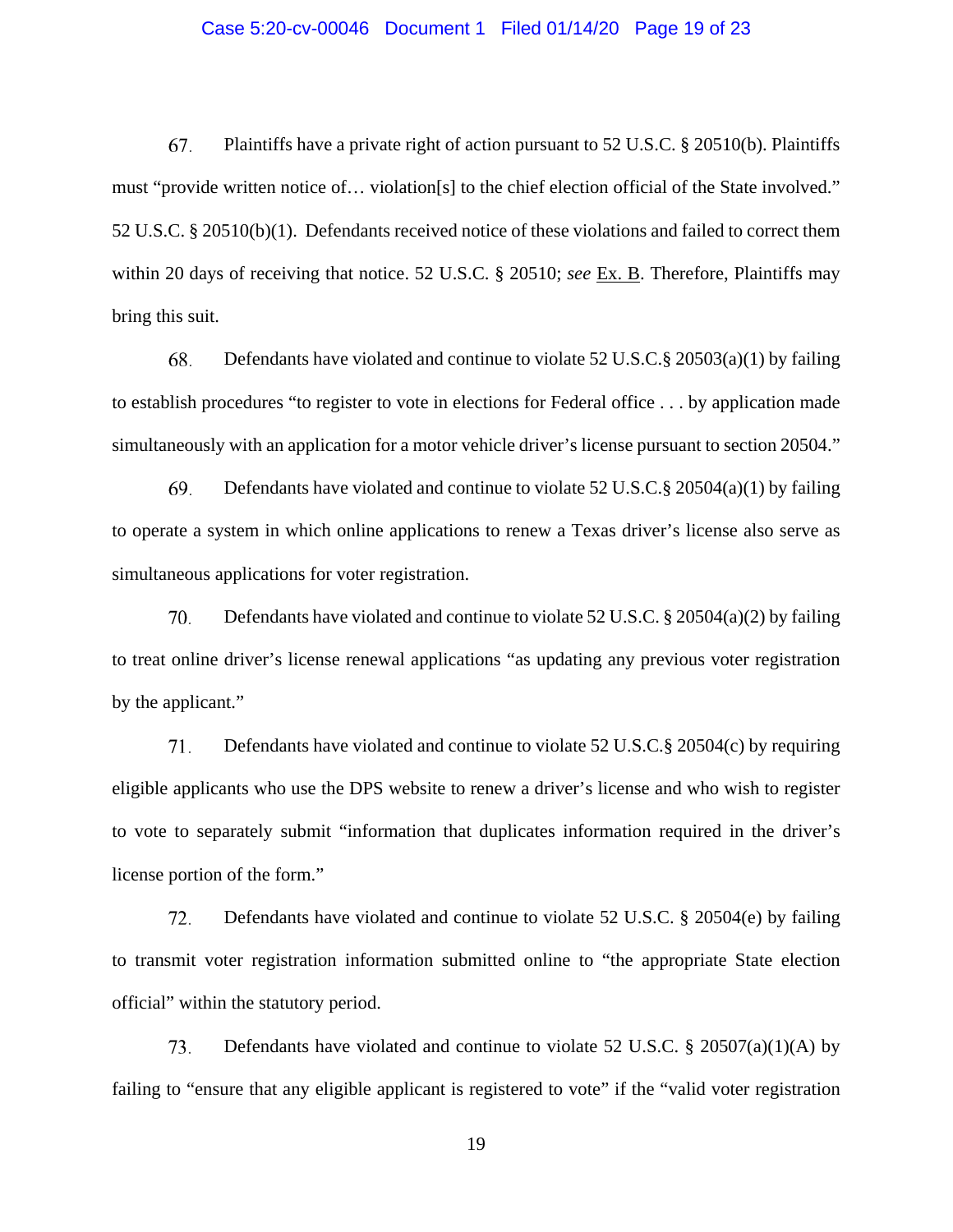67. Plaintiffs have a private right of action pursuant to 52 U.S.C. § 20510(b). Plaintiffs must "provide written notice of… violation[s] to the chief election official of the State involved." 52 U.S.C. § 20510(b)(1). Defendants received notice of these violations and failed to correct them within 20 days of receiving that notice. 52 U.S.C. § 20510; *see* Ex. B. Therefore, Plaintiffs may bring this suit.

68. Defendants have violated and continue to violate 52 U.S.C.§ 20503(a)(1) by failing to establish procedures "to register to vote in elections for Federal office . . . by application made simultaneously with an application for a motor vehicle driver's license pursuant to section 20504."

69. Defendants have violated and continue to violate 52 U.S.C.§ 20504(a)(1) by failing to operate a system in which online applications to renew a Texas driver's license also serve as simultaneous applications for voter registration.

70. Defendants have violated and continue to violate 52 U.S.C. § 20504(a)(2) by failing to treat online driver's license renewal applications "as updating any previous voter registration by the applicant."

71. Defendants have violated and continue to violate 52 U.S.C.§ 20504(c) by requiring eligible applicants who use the DPS website to renew a driver's license and who wish to register to vote to separately submit "information that duplicates information required in the driver's license portion of the form."

72. Defendants have violated and continue to violate 52 U.S.C. § 20504(e) by failing to transmit voter registration information submitted online to "the appropriate State election official" within the statutory period.

73. Defendants have violated and continue to violate 52 U.S.C. § 20507(a)(1)(A) by failing to "ensure that any eligible applicant is registered to vote" if the "valid voter registration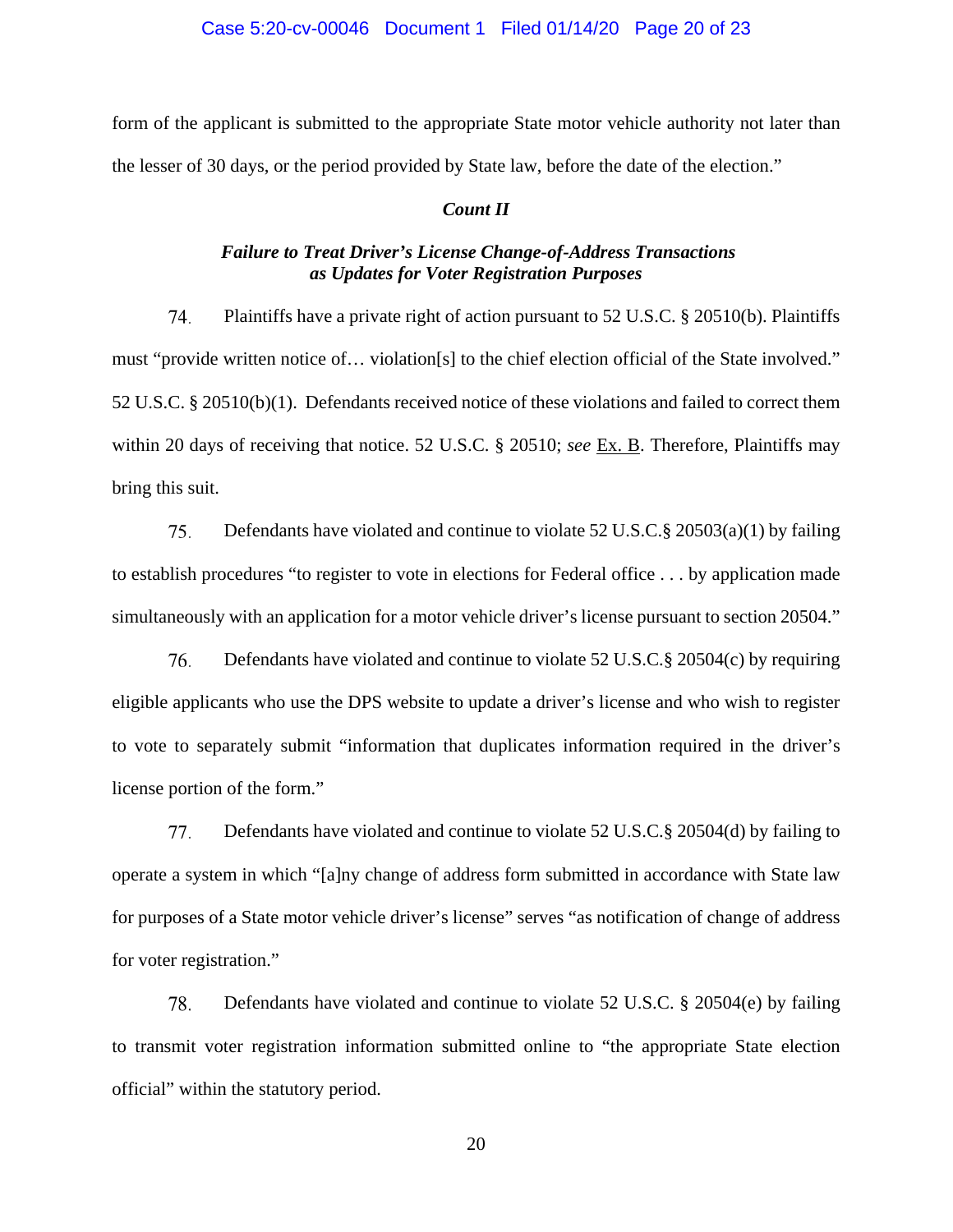form of the applicant is submitted to the appropriate State motor vehicle authority not later than the lesser of 30 days, or the period provided by State law, before the date of the election."

### *Count II*

### *Failure to Treat Driver's License Change-of-Address Transactions as Updates for Voter Registration Purposes*

74. Plaintiffs have a private right of action pursuant to 52 U.S.C. § 20510(b). Plaintiffs must "provide written notice of… violation[s] to the chief election official of the State involved." 52 U.S.C. § 20510(b)(1). Defendants received notice of these violations and failed to correct them within 20 days of receiving that notice. 52 U.S.C. § 20510; *see* Ex. B. Therefore, Plaintiffs may bring this suit.

75. Defendants have violated and continue to violate 52 U.S.C.§ 20503(a)(1) by failing to establish procedures "to register to vote in elections for Federal office . . . by application made simultaneously with an application for a motor vehicle driver's license pursuant to section 20504."

76. Defendants have violated and continue to violate 52 U.S.C.§ 20504(c) by requiring eligible applicants who use the DPS website to update a driver's license and who wish to register to vote to separately submit "information that duplicates information required in the driver's license portion of the form."

77. Defendants have violated and continue to violate 52 U.S.C.§ 20504(d) by failing to operate a system in which "[a]ny change of address form submitted in accordance with State law for purposes of a State motor vehicle driver's license" serves "as notification of change of address for voter registration."

78. Defendants have violated and continue to violate 52 U.S.C. § 20504(e) by failing to transmit voter registration information submitted online to "the appropriate State election official" within the statutory period.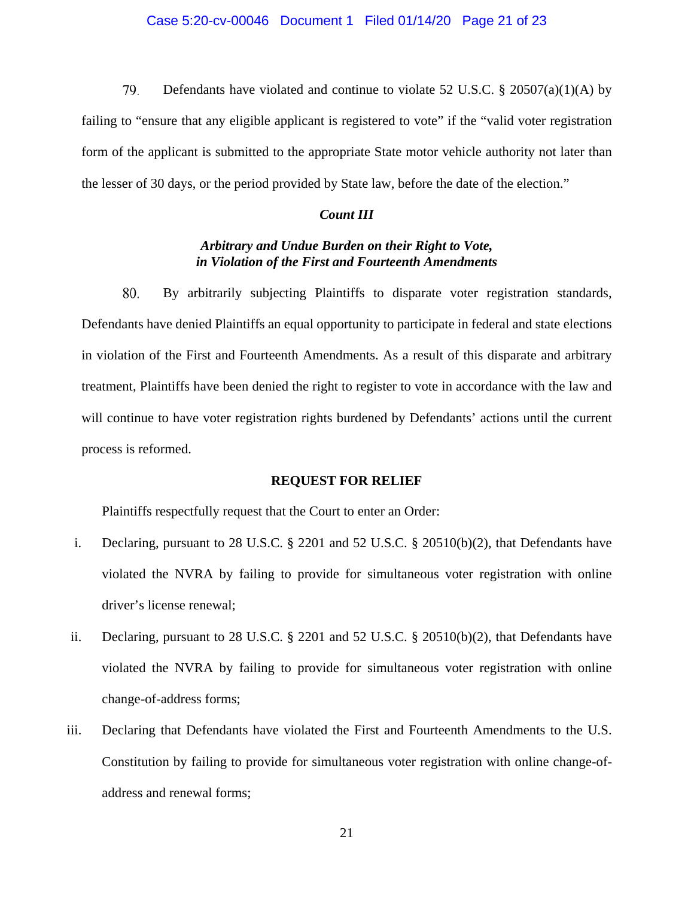79. Defendants have violated and continue to violate 52 U.S.C. § 20507(a)(1)(A) by failing to "ensure that any eligible applicant is registered to vote" if the "valid voter registration form of the applicant is submitted to the appropriate State motor vehicle authority not later than the lesser of 30 days, or the period provided by State law, before the date of the election."

### *Count III*

### *Arbitrary and Undue Burden on their Right to Vote, in Violation of the First and Fourteenth Amendments*

80. By arbitrarily subjecting Plaintiffs to disparate voter registration standards, Defendants have denied Plaintiffs an equal opportunity to participate in federal and state elections in violation of the First and Fourteenth Amendments. As a result of this disparate and arbitrary treatment, Plaintiffs have been denied the right to register to vote in accordance with the law and will continue to have voter registration rights burdened by Defendants' actions until the current process is reformed.

## REQUEST FOR RELIEF

Plaintiffs respectfully request that the Court to enter an Order:

i. Declaring, pursuant to 28 U.S.C. § 2201 and 52 U.S.C. § 20510(b)(2), that Defendants have violated the NVRA by failing to provide for simultaneous voter registration with online driver's license renewal;

ii. Declaring, pursuant to 28 U.S.C. § 2201 and 52 U.S.C. § 20510(b)(2), that Defendants have violated the NVRA by failing to provide for simultaneous voter registration with online change-of-address forms;

iii. Declaring that Defendants have violated the First and Fourteenth Amendments to the U.S. Constitution by failing to provide for simultaneous voter registration with online change-of-address and renewal forms;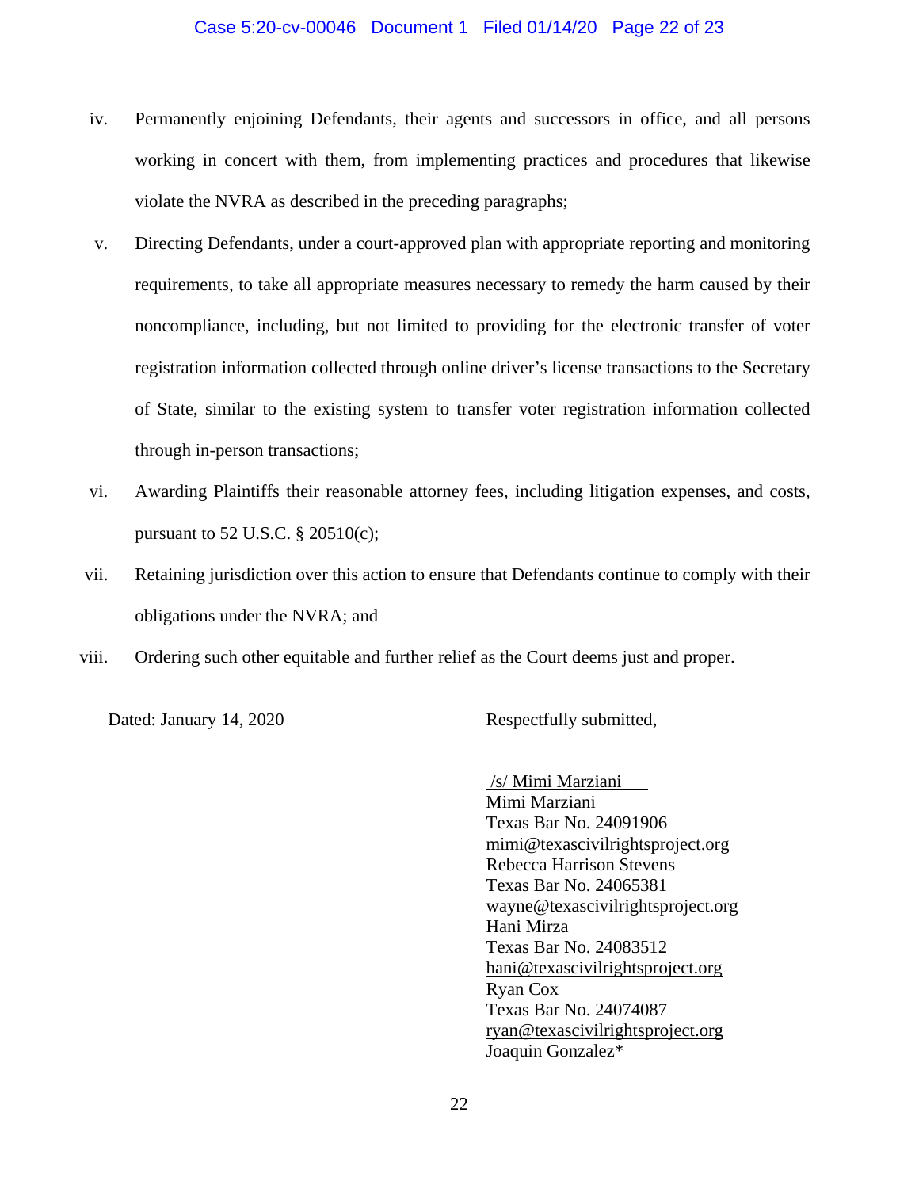iv. Permanently enjoining Defendants, their agents and successors in office, and all persons working in concert with them, from implementing practices and procedures that likewise violate the NVRA as described in the preceding paragraphs;

v. Directing Defendants, under a court-approved plan with appropriate reporting and monitoring requirements, to take all appropriate measures necessary to remedy the harm caused by their noncompliance, including, but not limited to providing for the electronic transfer of voter registration information collected through online driver's license transactions to the Secretary of State, similar to the existing system to transfer voter registration information collected through in-person transactions;

vi. Awarding Plaintiffs their reasonable attorney fees, including litigation expenses, and costs, pursuant to 52 U.S.C. § 20510(c);

vii. Retaining jurisdiction over this action to ensure that Defendants continue to comply with their obligations under the NVRA; and

viii. Ordering such other equitable and further relief as the Court deems just and proper.

Dated: January 14, 2020

Respectfully submitted,

/s/ Mimi Marziani  
Mimi Marziani  
Texas Bar No. 24091906  
mimi@texascivilrightsproject.org  
Rebecca Harrison Stevens  
Texas Bar No. 24065381  
wayne@texascivilrightsproject.org  
Hani Mirza  
Texas Bar No. 24083512  
hani@texascivilrightsproject.org  
Ryan Cox  
Texas Bar No. 24074087  
ryan@texascivilrightsproject.org  
Joaquin Gonzalez*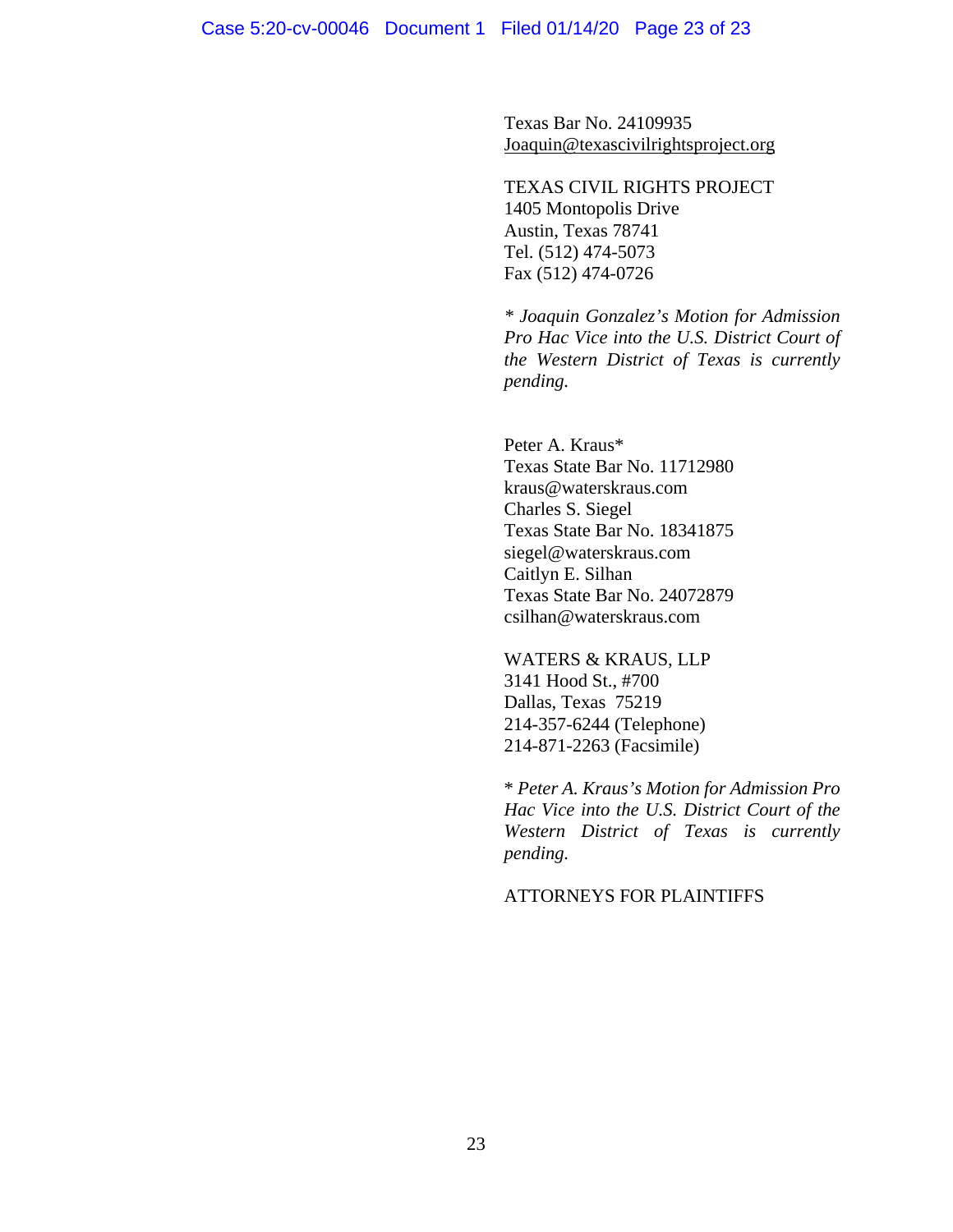Texas Bar No. 24109935
Joaquin@texascivilrightsproject.org

TEXAS CIVIL RIGHTS PROJECT
1405 Montopolis Drive
Austin, Texas 78741
Tel. (512) 474-5073
Fax (512) 474-0726

*\* Joaquin Gonzalez's Motion for Admission Pro Hac Vice into the U.S. District Court of the Western District of Texas is currently pending.*

Peter A. Kraus*
Texas State Bar No. 11712980
kraus@waterskraus.com
Charles S. Siegel
Texas State Bar No. 18341875
siegel@waterskraus.com
Caitlyn E. Silhan
Texas State Bar No. 24072879
csilhan@waterskraus.com

WATERS & KRAUS, LLP
3141 Hood St., #700
Dallas, Texas 75219
214-357-6244 (Telephone)
214-871-2263 (Facsimile)

*\* Peter A. Kraus's Motion for Admission Pro Hac Vice into the U.S. District Court of the Western District of Texas is currently pending.*

ATTORNEYS FOR PLAINTIFFS